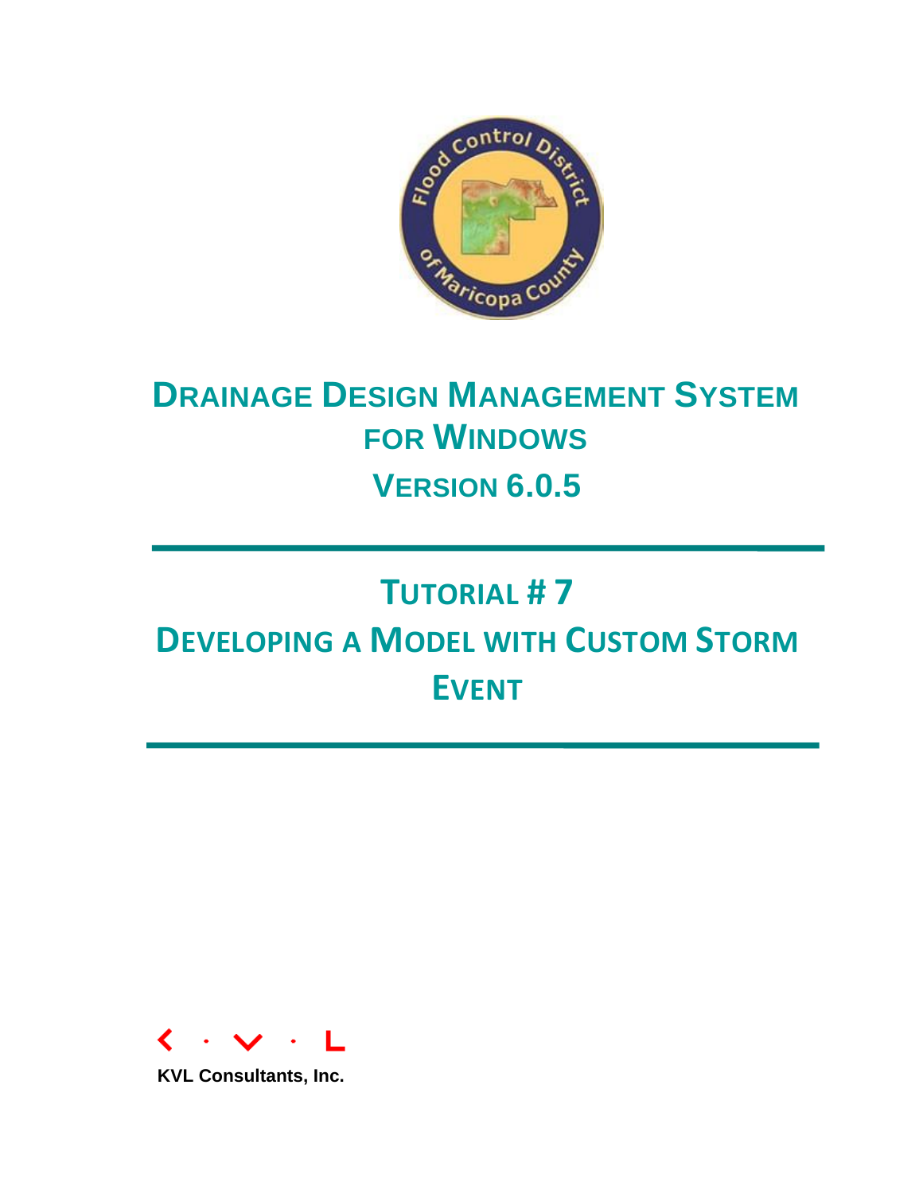# Drainage Design Management System for Windows

## Version 6.0.5

# Tutorial # 7

# Developing a Model with Custom Storm Event

KVL Consultants, Inc.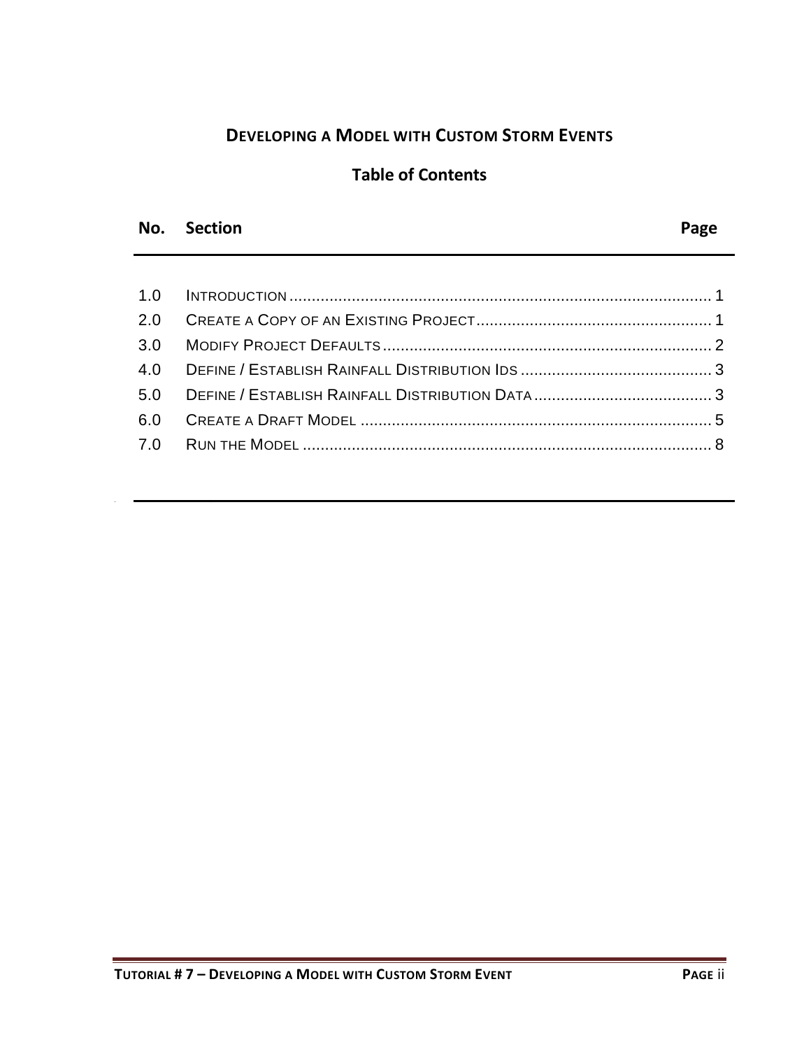# DEVELOPING A MODEL WITH CUSTOM STORM EVENTS

## Table of Contents

| No. | Section | Page |
| --- | --- | --- |
| 1.0 | INTRODUCTION | 1 |
| 2.0 | CREATE A COPY OF AN EXISTING PROJECT | 1 |
| 3.0 | MODIFY PROJECT DEFAULTS | 2 |
| 4.0 | DEFINE / ESTABLISH RAINFALL DISTRIBUTION IDS | 3 |
| 5.0 | DEFINE / ESTABLISH RAINFALL DISTRIBUTION DATA | 3 |
| 6.0 | CREATE A DRAFT MODEL | 5 |
| 7.0 | RUN THE MODEL | 8 |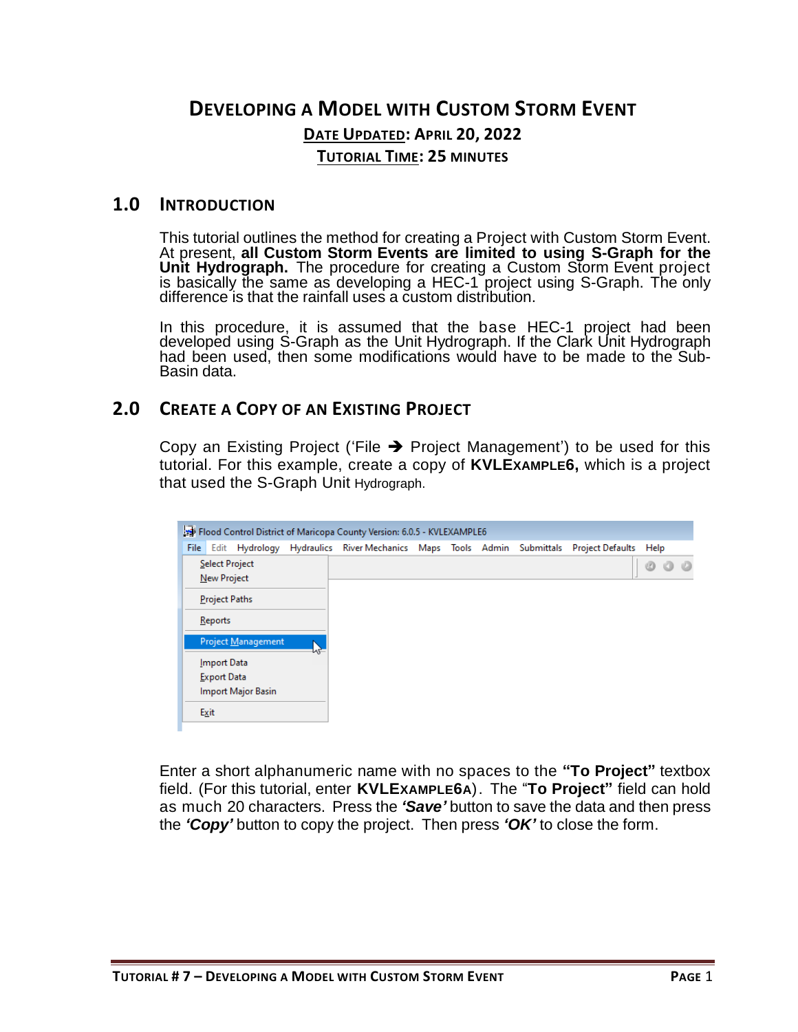# DEVELOPING A MODEL WITH CUSTOM STORM EVENT

**DATE UPDATED: APRIL 20, 2022**

**TUTORIAL TIME: 25 MINUTES**

## 1.0 INTRODUCTION

This tutorial outlines the method for creating a Project with Custom Storm Event. At present, **all Custom Storm Events are limited to using S-Graph for the Unit Hydrograph.** The procedure for creating a Custom Storm Event project is basically the same as developing a HEC-1 project using S-Graph. The only difference is that the rainfall uses a custom distribution.

In this procedure, it is assumed that the base HEC-1 project had been developed using S-Graph as the Unit Hydrograph. If the Clark Unit Hydrograph had been used, then some modifications would have to be made to the Sub-Basin data.

## 2.0 CREATE A COPY OF AN EXISTING PROJECT

Copy an Existing Project ('File ➔ Project Management') to be used for this tutorial. For this example, create a copy of **KVLEXAMPLE6,** which is a project that used the S-Graph Unit Hydrograph.

Enter a short alphanumeric name with no spaces to the **"To Project"** textbox field. (For this tutorial, enter **KVLEXAMPLE6A**). The "**To Project"** field can hold as much 20 characters. Press the ***'Save'*** button to save the data and then press the ***'Copy'*** button to copy the project. Then press ***'OK'*** to close the form.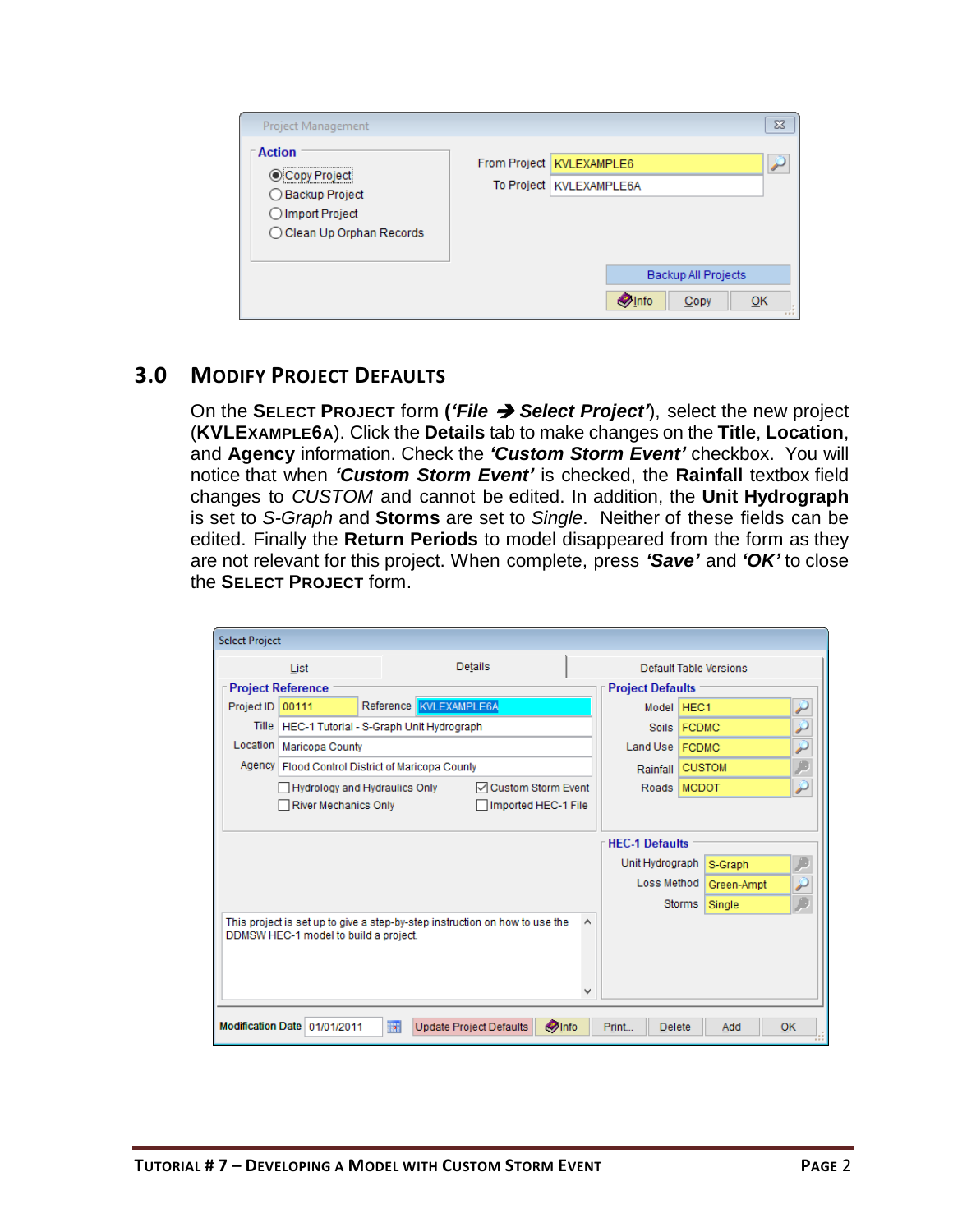## 3.0 MODIFY PROJECT DEFAULTS

On the **SELECT PROJECT** form (***'File → Select Project'***), select the new project (**KVLEXAMPLE6A**). Click the **Details** tab to make changes on the **Title**, **Location**, and **Agency** information. Check the ***'Custom Storm Event'*** checkbox. You will notice that when ***'Custom Storm Event'*** is checked, the **Rainfall** textbox field changes to *CUSTOM* and cannot be edited. In addition, the **Unit Hydrograph** is set to *S-Graph* and **Storms** are set to *Single*. Neither of these fields can be edited. Finally the **Return Periods** to model disappeared from the form as they are not relevant for this project. When complete, press ***'Save'*** and ***'OK'*** to close the **SELECT PROJECT** form.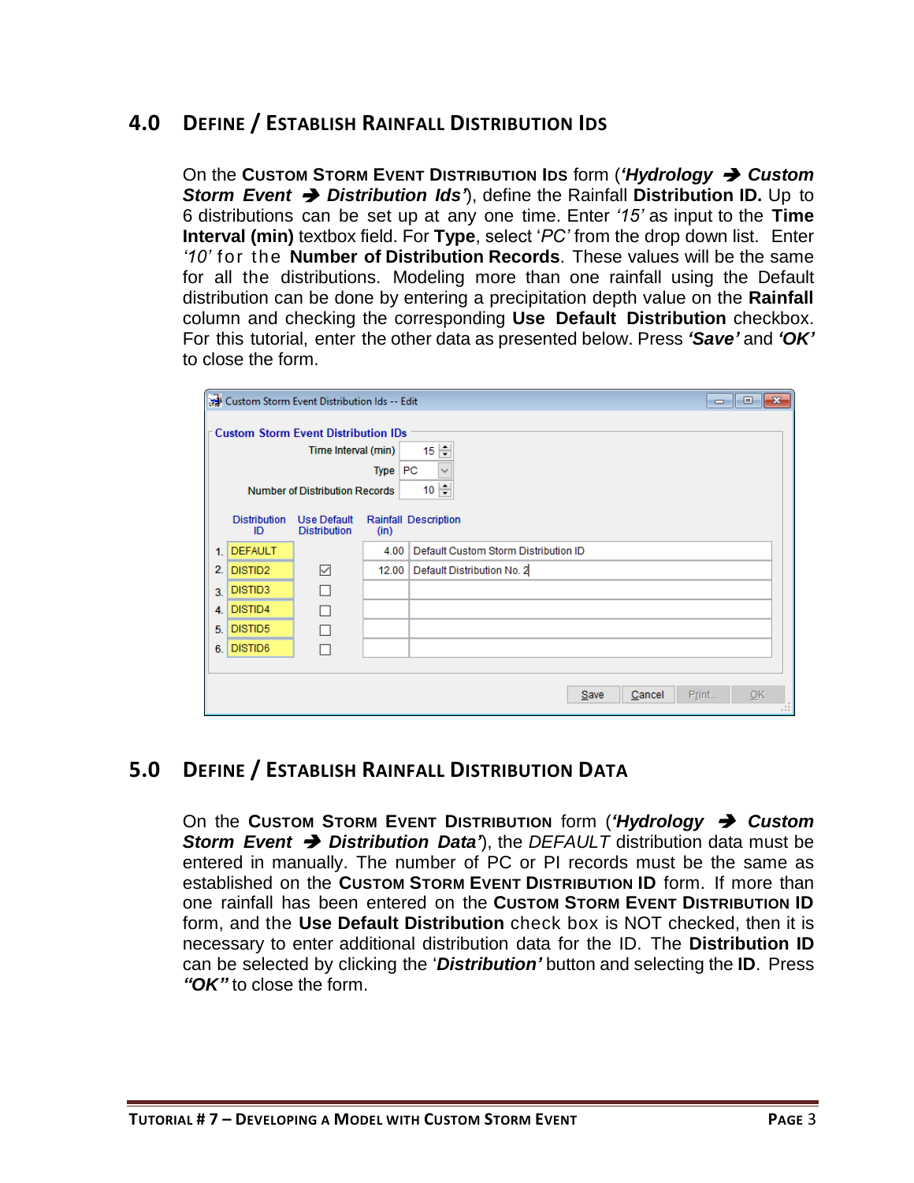## 4.0 DEFINE / ESTABLISH RAINFALL DISTRIBUTION IDS

On the **CUSTOM STORM EVENT DISTRIBUTION IDS** form (***'Hydrology ➔ Custom Storm Event ➔ Distribution Ids'***), define the Rainfall **Distribution ID.** Up to 6 distributions can be set up at any one time. Enter *'15'* as input to the **Time Interval (min)** textbox field. For **Type**, select '*PC'* from the drop down list. Enter *'10'* for the **Number of Distribution Records**. These values will be the same for all the distributions. Modeling more than one rainfall using the Default distribution can be done by entering a precipitation depth value on the **Rainfall** column and checking the corresponding **Use Default Distribution** checkbox. For this tutorial, enter the other data as presented below. Press ***'Save'*** and ***'OK'*** to close the form.

Custom Storm Event Distribution Ids -- Edit

**Custom Storm Event Distribution IDs**

Time Interval (min): 15

Type: PC

Number of Distribution Records: 10

| | Distribution ID | Use Default Distribution | Rainfall (in) | Description |
|---|---|---|---|---|
| 1. | DEFAULT | | 4.00 | Default Custom Storm Distribution ID |
| 2. | DISTID2 | ☑ | 12.00 | Default Distribution No. 2 |
| 3. | DISTID3 | ☐ | | |
| 4. | DISTID4 | ☐ | | |
| 5. | DISTID5 | ☐ | | |
| 6. | DISTID6 | ☐ | | |

Save | Cancel | Print... | OK

## 5.0 DEFINE / ESTABLISH RAINFALL DISTRIBUTION DATA

On the **CUSTOM STORM EVENT DISTRIBUTION** form (***'Hydrology ➔ Custom Storm Event ➔ Distribution Data'***), the *DEFAULT* distribution data must be entered in manually. The number of PC or PI records must be the same as established on the **CUSTOM STORM EVENT DISTRIBUTION ID** form. If more than one rainfall has been entered on the **CUSTOM STORM EVENT DISTRIBUTION ID** form, and the **Use Default Distribution** check box is NOT checked, then it is necessary to enter additional distribution data for the ID. The **Distribution ID** can be selected by clicking the '***Distribution'*** button and selecting the **ID**. Press ***"OK"*** to close the form.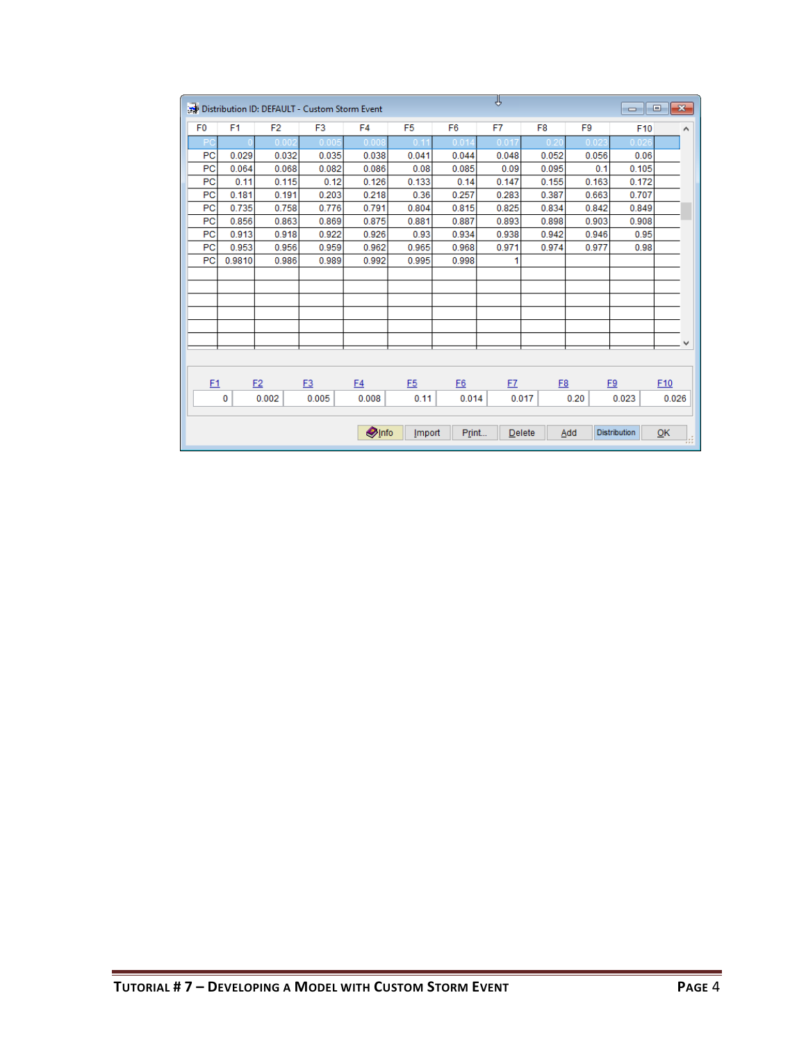Distribution ID: DEFAULT - Custom Storm Event

| F0 | F1 | F2 | F3 | F4 | F5 | F6 | F7 | F8 | F9 | F10 |
|---|---|---|---|---|---|---|---|---|---|---|
| PC | 0 | 0.002 | 0.005 | 0.008 | 0.11 | 0.014 | 0.017 | 0.20 | 0.023 | 0.026 |
| PC | 0.029 | 0.032 | 0.035 | 0.038 | 0.041 | 0.044 | 0.048 | 0.052 | 0.056 | 0.06 |
| PC | 0.064 | 0.068 | 0.082 | 0.086 | 0.08 | 0.085 | 0.09 | 0.095 | 0.1 | 0.105 |
| PC | 0.11 | 0.115 | 0.12 | 0.126 | 0.133 | 0.14 | 0.147 | 0.155 | 0.163 | 0.172 |
| PC | 0.181 | 0.191 | 0.203 | 0.218 | 0.36 | 0.257 | 0.283 | 0.387 | 0.663 | 0.707 |
| PC | 0.735 | 0.758 | 0.776 | 0.791 | 0.804 | 0.815 | 0.825 | 0.834 | 0.842 | 0.849 |
| PC | 0.856 | 0.863 | 0.869 | 0.875 | 0.881 | 0.887 | 0.893 | 0.898 | 0.903 | 0.908 |
| PC | 0.913 | 0.918 | 0.922 | 0.926 | 0.93 | 0.934 | 0.938 | 0.942 | 0.946 | 0.95 |
| PC | 0.953 | 0.956 | 0.959 | 0.962 | 0.965 | 0.968 | 0.971 | 0.974 | 0.977 | 0.98 |
| PC | 0.9810 | 0.986 | 0.989 | 0.992 | 0.995 | 0.998 | 1 | | | |

| F1 | F2 | F3 | F4 | F5 | F6 | F7 | F8 | F9 | F10 |
|---|---|---|---|---|---|---|---|---|---|
| 0 | 0.002 | 0.005 | 0.008 | 0.11 | 0.014 | 0.017 | 0.20 | 0.023 | 0.026 |

Info | Import | Print... | Delete | Add | Distribution | OK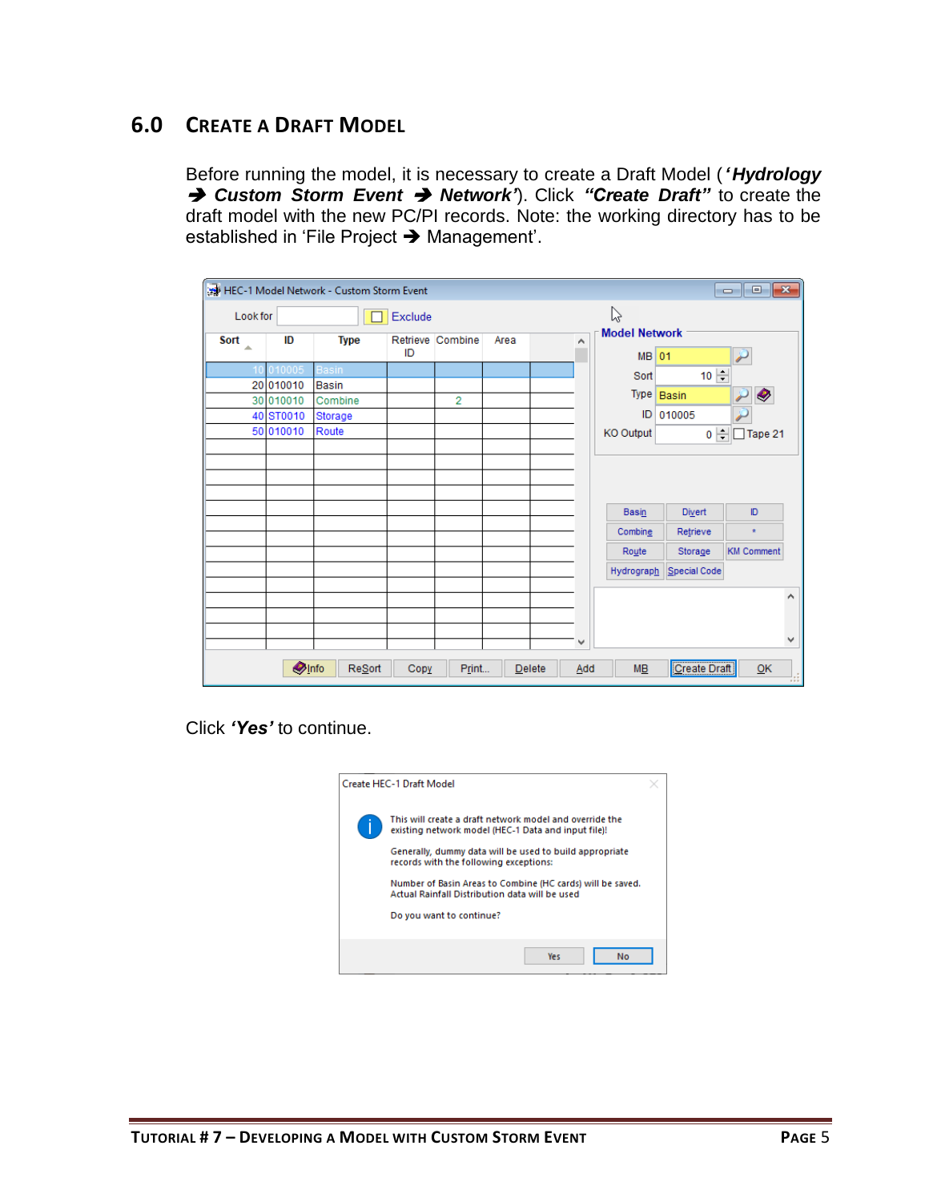## 6.0 CREATE A DRAFT MODEL

Before running the model, it is necessary to create a Draft Model (***'Hydrology → Custom Storm Event → Network'***). Click ***"Create Draft"*** to create the draft model with the new PC/PI records. Note: the working directory has to be established in 'File Project → Management'.

Click ***'Yes'*** to continue.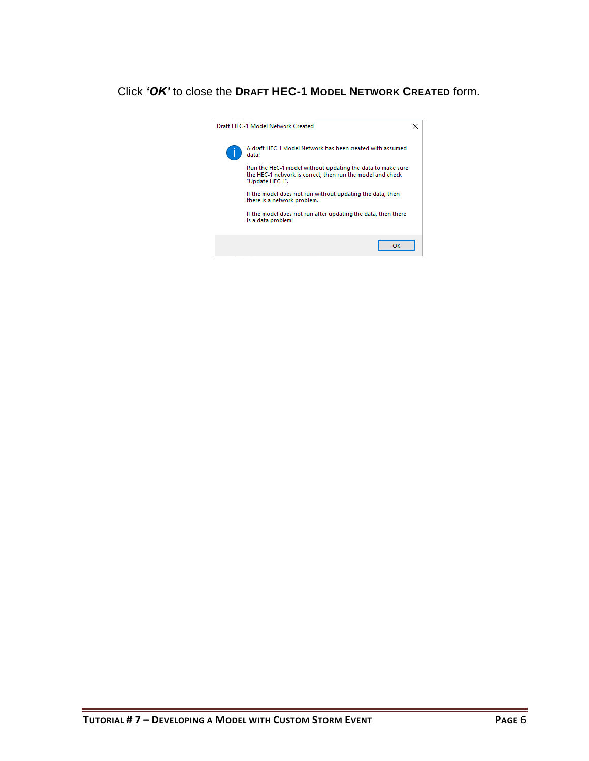Click ***'OK'*** to close the **DRAFT HEC-1 MODEL NETWORK CREATED** form.

Draft HEC-1 Model Network Created

A draft HEC-1 Model Network has been created with assumed data!

Run the HEC-1 model without updating the data to make sure the HEC-1 network is correct, then run the model and check "Update HEC-1".

If the model does not run without updating the data, then there is a network problem.

If the model does not run after updating the data, then there is a data problem!

OK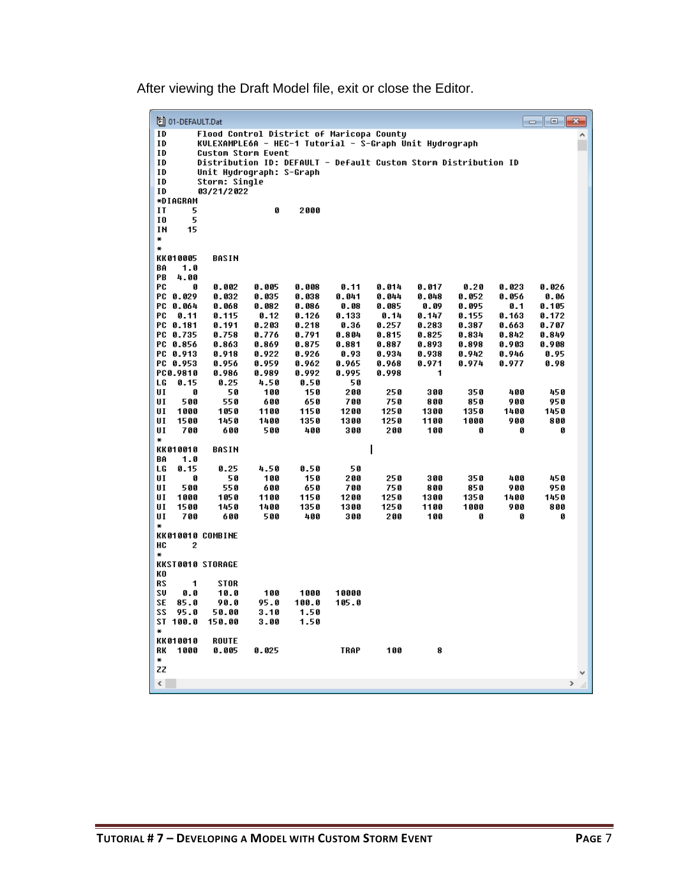After viewing the Draft Model file, exit or close the Editor.

01-DEFAULT.Dat

```
ID        Flood Control District of Maricopa County
ID        KVLEXAMPLE6A - HEC-1 Tutorial - S-Graph Unit Hydrograph
ID        Custom Storm Event
ID        Distribution ID: DEFAULT - Default Custom Storm Distribution ID
ID        Unit Hydrograph: S-Graph
ID        Storm: Single
ID        03/21/2022
*DIAGRAM
IT      5               0    2000
IO      5
IN     15
*
*
KK010005    BASIN
BA    1.0
PB   4.00
PC      0    0.002   0.005   0.008    0.11   0.014   0.017    0.20   0.023   0.026
PC  0.029    0.032   0.035   0.038   0.041   0.044   0.048   0.052   0.056    0.06
PC  0.064    0.068   0.082   0.086    0.08   0.085    0.09   0.095     0.1   0.105
PC   0.11    0.115    0.12   0.126   0.133    0.14   0.147   0.155   0.163   0.172
PC  0.181    0.191   0.203   0.218    0.36   0.257   0.283   0.387   0.663   0.707
PC  0.735    0.758   0.776   0.791   0.804   0.815   0.825   0.834   0.842   0.849
PC  0.856    0.863   0.869   0.875   0.881   0.887   0.893   0.898   0.903   0.908
PC  0.913    0.918   0.922   0.926    0.93   0.934   0.938   0.942   0.946    0.95
PC  0.953    0.956   0.959   0.962   0.965   0.968   0.971   0.974   0.977    0.98
PC0.9810     0.986   0.989   0.992   0.995   0.998       1
LG   0.15     0.25    4.50    0.50      50
UI      0       50     100     150     200     250     300     350     400     450
UI    500      550     600     650     700     750     800     850     900     950
UI   1000     1050    1100    1150    1200    1250    1300    1350    1400    1450
UI   1500     1450    1400    1350    1300    1250    1100    1000     900     800
UI    700      600     500     400     300     200     100       0       0       0
*
KK010010    BASIN
BA    1.0
LG   0.15     0.25    4.50    0.50      50
UI      0       50     100     150     200     250     300     350     400     450
UI    500      550     600     650     700     750     800     850     900     950
UI   1000     1050    1100    1150    1200    1250    1300    1350    1400    1450
UI   1500     1450    1400    1350    1300    1250    1100    1000     900     800
UI    700      600     500     400     300     200     100       0       0       0
*
KK010010 COMBINE
HC      2
*
KKST0010 STORAGE
KO
RS      1     STOR
SV    0.0     10.0     100    1000   10000
SE   85.0     90.0    95.0   100.0   105.0
SS   95.0    50.00    3.10    1.50
ST  100.0   150.00    3.00    1.50
*
KK010010    ROUTE
RK   1000    0.005   0.025            TRAP     100       8
*
ZZ
```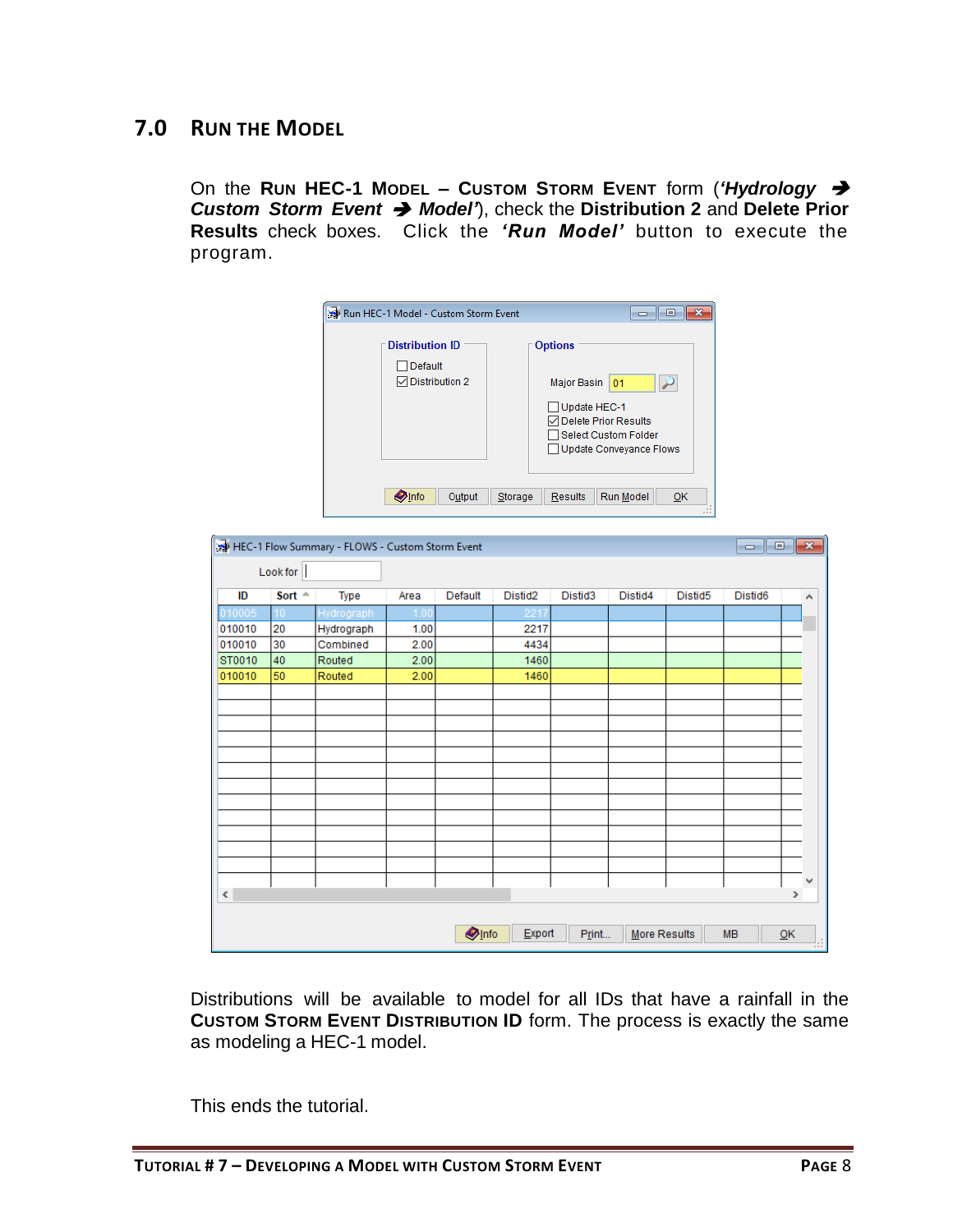# 7.0 Run the Model

On the **Run HEC-1 Model – Custom Storm Event** form (*'**Hydrology** ➔ **Custom Storm Event** ➔ **Model**'*), check the **Distribution 2** and **Delete Prior Results** check boxes. Click the ***'Run Model'*** button to execute the program.

Run HEC-1 Model - Custom Storm Event

Distribution ID
- ☐ Default
- ☑ Distribution 2

Options

Major Basin: 01

- ☐ Update HEC-1
- ☑ Delete Prior Results
- ☐ Select Custom Folder
- ☐ Update Conveyance Flows

Info | Output | Storage | Results | Run Model | OK

HEC-1 Flow Summary - FLOWS - Custom Storm Event

Look for

| ID | Sort | Type | Area | Default | Distid2 | Distid3 | Distid4 | Distid5 | Distid6 |
|---|---|---|---|---|---|---|---|---|---|
| 010005 | 10 | Hydrograph | 1.00 | | 2217 | | | | |
| 010010 | 20 | Hydrograph | 1.00 | | 2217 | | | | |
| 010010 | 30 | Combined | 2.00 | | 4434 | | | | |
| ST0010 | 40 | Routed | 2.00 | | 1460 | | | | |
| 010010 | 50 | Routed | 2.00 | | 1460 | | | | |

Info | Export | Print... | More Results | MB | OK

Distributions will be available to model for all IDs that have a rainfall in the **Custom Storm Event Distribution ID** form. The process is exactly the same as modeling a HEC-1 model.

This ends the tutorial.